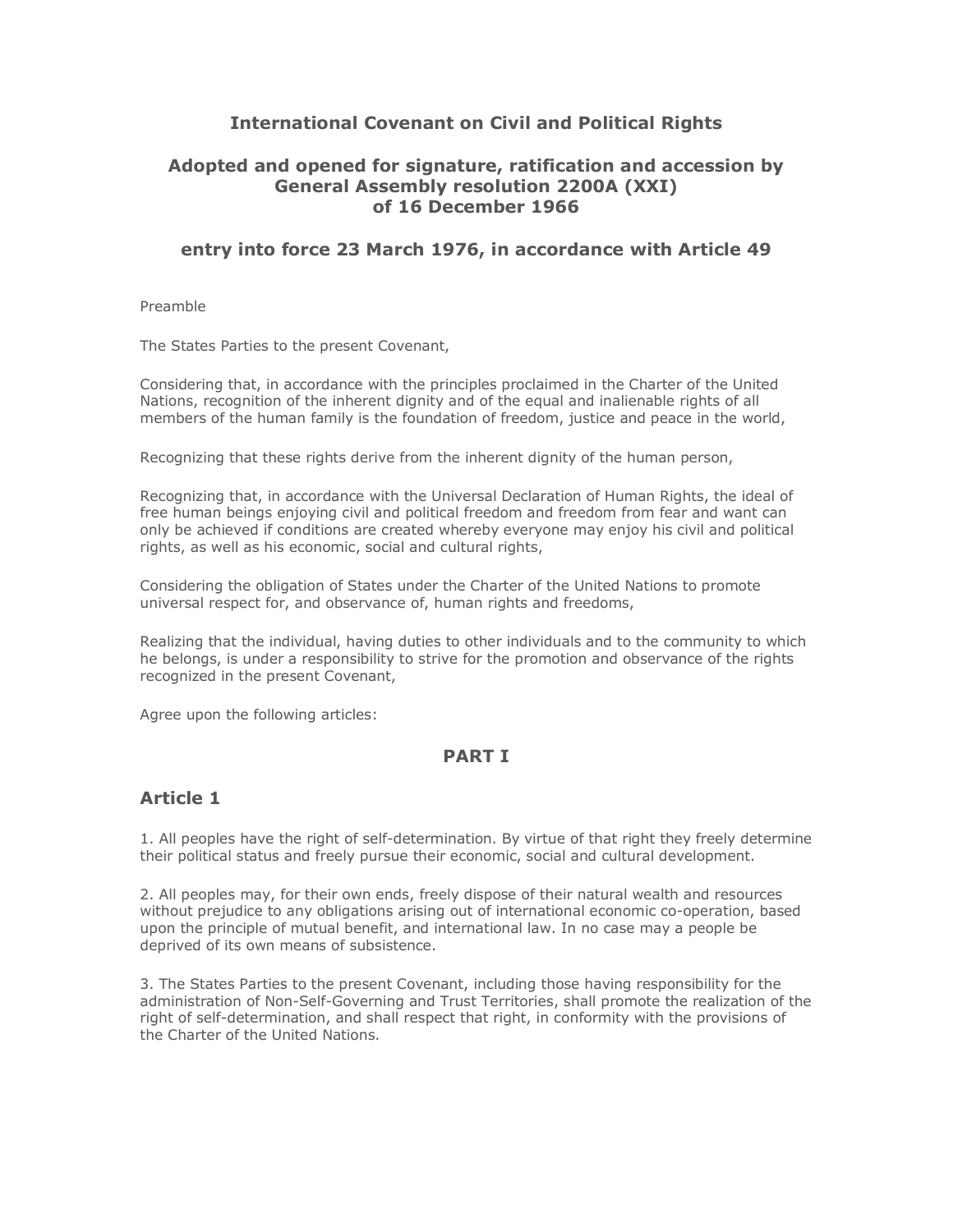# International Covenant on Civil and Political Rights

## Adopted and opened for signature, ratification and accession by General Assembly resolution 2200A (XXI) of 16 December 1966

## entry into force 23 March 1976, in accordance with Article 49

Preamble

The States Parties to the present Covenant,

Considering that, in accordance with the principles proclaimed in the Charter of the United Nations, recognition of the inherent dignity and of the equal and inalienable rights of all members of the human family is the foundation of freedom, justice and peace in the world,

Recognizing that these rights derive from the inherent dignity of the human person,

Recognizing that, in accordance with the Universal Declaration of Human Rights, the ideal of free human beings enjoying civil and political freedom and freedom from fear and want can only be achieved if conditions are created whereby everyone may enjoy his civil and political rights, as well as his economic, social and cultural rights,

Considering the obligation of States under the Charter of the United Nations to promote universal respect for, and observance of, human rights and freedoms,

Realizing that the individual, having duties to other individuals and to the community to which he belongs, is under a responsibility to strive for the promotion and observance of the rights recognized in the present Covenant,

Agree upon the following articles:

## PART I

### Article 1

1. All peoples have the right of self-determination. By virtue of that right they freely determine their political status and freely pursue their economic, social and cultural development.

2. All peoples may, for their own ends, freely dispose of their natural wealth and resources without prejudice to any obligations arising out of international economic co-operation, based upon the principle of mutual benefit, and international law. In no case may a people be deprived of its own means of subsistence.

3. The States Parties to the present Covenant, including those having responsibility for the administration of Non-Self-Governing and Trust Territories, shall promote the realization of the right of self-determination, and shall respect that right, in conformity with the provisions of the Charter of the United Nations.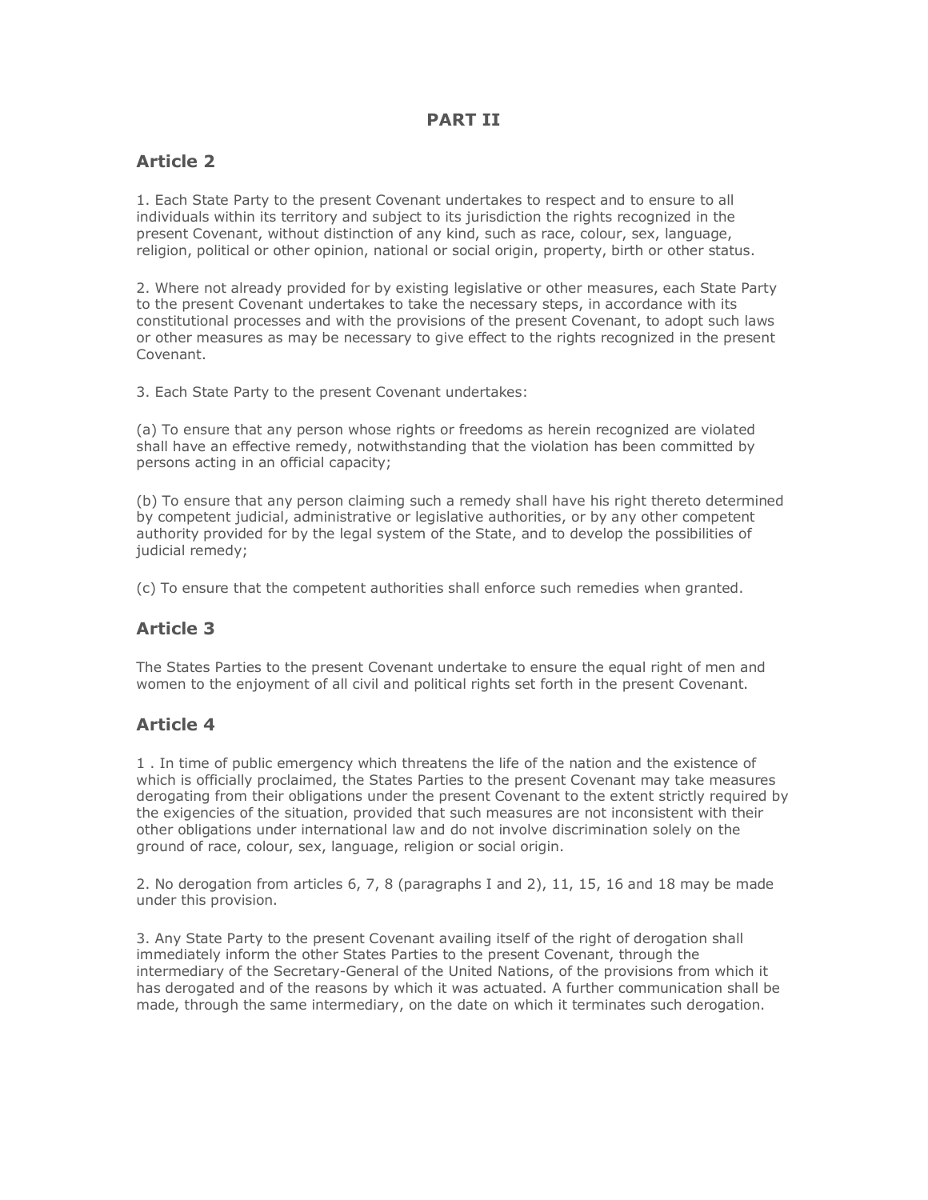## PART II

### Article 2

1. Each State Party to the present Covenant undertakes to respect and to ensure to all individuals within its territory and subject to its jurisdiction the rights recognized in the present Covenant, without distinction of any kind, such as race, colour, sex, language, religion, political or other opinion, national or social origin, property, birth or other status.

2. Where not already provided for by existing legislative or other measures, each State Party to the present Covenant undertakes to take the necessary steps, in accordance with its constitutional processes and with the provisions of the present Covenant, to adopt such laws or other measures as may be necessary to give effect to the rights recognized in the present Covenant.

3. Each State Party to the present Covenant undertakes:

(a) To ensure that any person whose rights or freedoms as herein recognized are violated shall have an effective remedy, notwithstanding that the violation has been committed by persons acting in an official capacity;

(b) To ensure that any person claiming such a remedy shall have his right thereto determined by competent judicial, administrative or legislative authorities, or by any other competent authority provided for by the legal system of the State, and to develop the possibilities of judicial remedy;

(c) To ensure that the competent authorities shall enforce such remedies when granted.

### Article 3

The States Parties to the present Covenant undertake to ensure the equal right of men and women to the enjoyment of all civil and political rights set forth in the present Covenant.

### Article 4

1 . In time of public emergency which threatens the life of the nation and the existence of which is officially proclaimed, the States Parties to the present Covenant may take measures derogating from their obligations under the present Covenant to the extent strictly required by the exigencies of the situation, provided that such measures are not inconsistent with their other obligations under international law and do not involve discrimination solely on the ground of race, colour, sex, language, religion or social origin.

2. No derogation from articles 6, 7, 8 (paragraphs I and 2), 11, 15, 16 and 18 may be made under this provision.

3. Any State Party to the present Covenant availing itself of the right of derogation shall immediately inform the other States Parties to the present Covenant, through the intermediary of the Secretary-General of the United Nations, of the provisions from which it has derogated and of the reasons by which it was actuated. A further communication shall be made, through the same intermediary, on the date on which it terminates such derogation.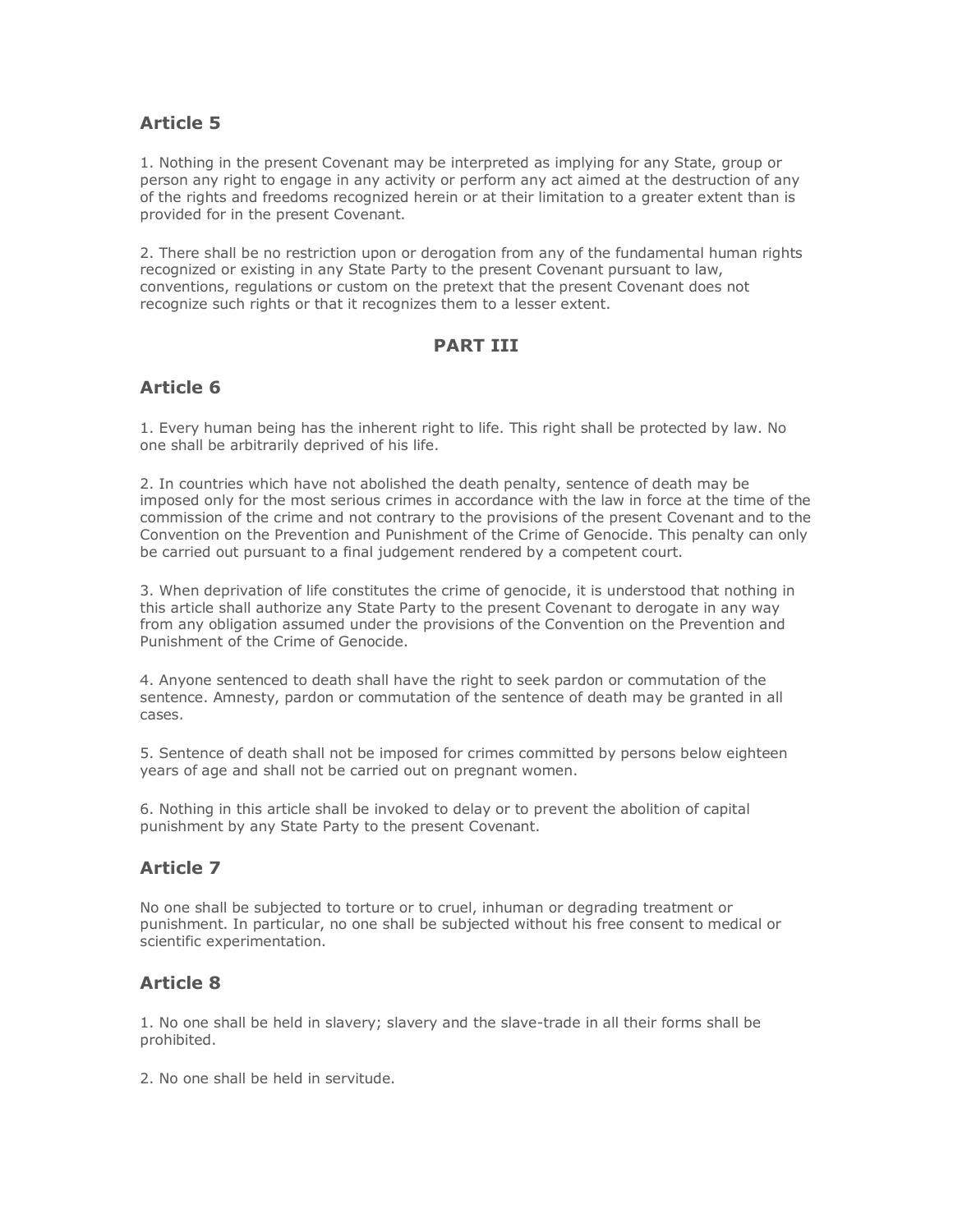## Article 5

1. Nothing in the present Covenant may be interpreted as implying for any State, group or person any right to engage in any activity or perform any act aimed at the destruction of any of the rights and freedoms recognized herein or at their limitation to a greater extent than is provided for in the present Covenant.

2. There shall be no restriction upon or derogation from any of the fundamental human rights recognized or existing in any State Party to the present Covenant pursuant to law, conventions, regulations or custom on the pretext that the present Covenant does not recognize such rights or that it recognizes them to a lesser extent.

# PART III

## Article 6

1. Every human being has the inherent right to life. This right shall be protected by law. No one shall be arbitrarily deprived of his life.

2. In countries which have not abolished the death penalty, sentence of death may be imposed only for the most serious crimes in accordance with the law in force at the time of the commission of the crime and not contrary to the provisions of the present Covenant and to the Convention on the Prevention and Punishment of the Crime of Genocide. This penalty can only be carried out pursuant to a final judgement rendered by a competent court.

3. When deprivation of life constitutes the crime of genocide, it is understood that nothing in this article shall authorize any State Party to the present Covenant to derogate in any way from any obligation assumed under the provisions of the Convention on the Prevention and Punishment of the Crime of Genocide.

4. Anyone sentenced to death shall have the right to seek pardon or commutation of the sentence. Amnesty, pardon or commutation of the sentence of death may be granted in all cases.

5. Sentence of death shall not be imposed for crimes committed by persons below eighteen years of age and shall not be carried out on pregnant women.

6. Nothing in this article shall be invoked to delay or to prevent the abolition of capital punishment by any State Party to the present Covenant.

## Article 7

No one shall be subjected to torture or to cruel, inhuman or degrading treatment or punishment. In particular, no one shall be subjected without his free consent to medical or scientific experimentation.

## Article 8

1. No one shall be held in slavery; slavery and the slave-trade in all their forms shall be prohibited.

2. No one shall be held in servitude.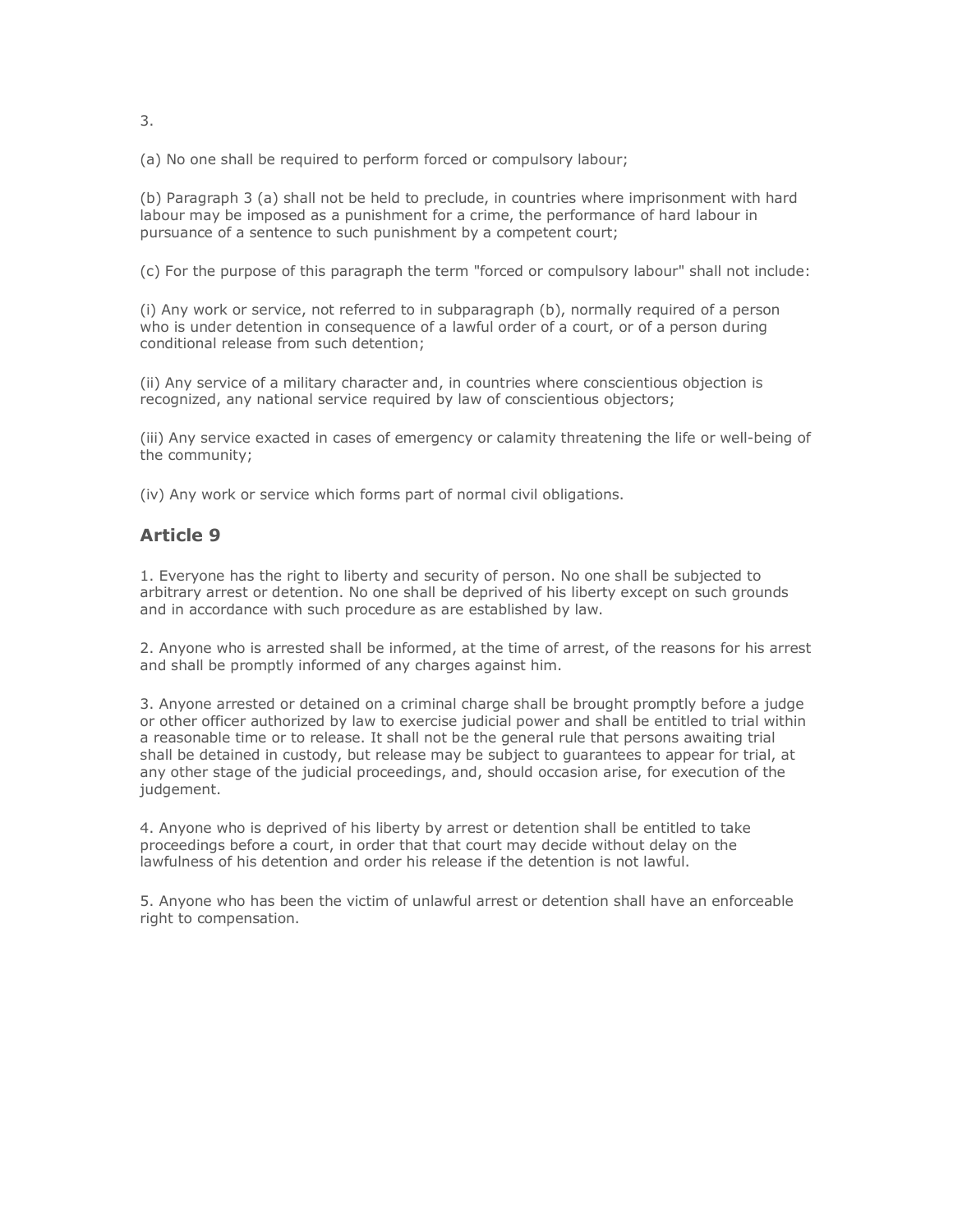3.

(a) No one shall be required to perform forced or compulsory labour;

(b) Paragraph 3 (a) shall not be held to preclude, in countries where imprisonment with hard labour may be imposed as a punishment for a crime, the performance of hard labour in pursuance of a sentence to such punishment by a competent court;

(c) For the purpose of this paragraph the term "forced or compulsory labour" shall not include:

(i) Any work or service, not referred to in subparagraph (b), normally required of a person who is under detention in consequence of a lawful order of a court, or of a person during conditional release from such detention;

(ii) Any service of a military character and, in countries where conscientious objection is recognized, any national service required by law of conscientious objectors;

(iii) Any service exacted in cases of emergency or calamity threatening the life or well-being of the community;

(iv) Any work or service which forms part of normal civil obligations.

## Article 9

1. Everyone has the right to liberty and security of person. No one shall be subjected to arbitrary arrest or detention. No one shall be deprived of his liberty except on such grounds and in accordance with such procedure as are established by law.

2. Anyone who is arrested shall be informed, at the time of arrest, of the reasons for his arrest and shall be promptly informed of any charges against him.

3. Anyone arrested or detained on a criminal charge shall be brought promptly before a judge or other officer authorized by law to exercise judicial power and shall be entitled to trial within a reasonable time or to release. It shall not be the general rule that persons awaiting trial shall be detained in custody, but release may be subject to guarantees to appear for trial, at any other stage of the judicial proceedings, and, should occasion arise, for execution of the judgement.

4. Anyone who is deprived of his liberty by arrest or detention shall be entitled to take proceedings before a court, in order that that court may decide without delay on the lawfulness of his detention and order his release if the detention is not lawful.

5. Anyone who has been the victim of unlawful arrest or detention shall have an enforceable right to compensation.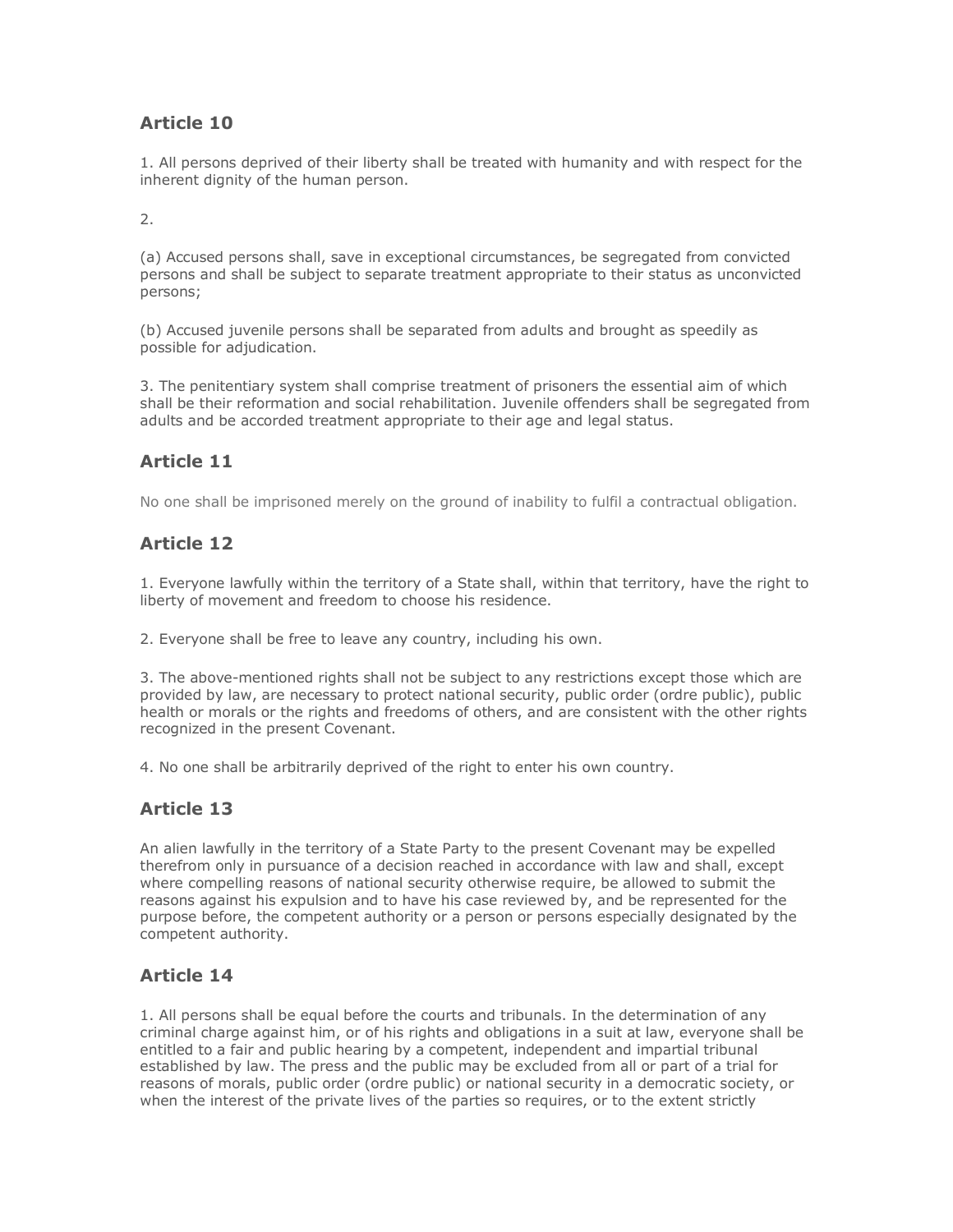## Article 10

1. All persons deprived of their liberty shall be treated with humanity and with respect for the inherent dignity of the human person.

2.

(a) Accused persons shall, save in exceptional circumstances, be segregated from convicted persons and shall be subject to separate treatment appropriate to their status as unconvicted persons;

(b) Accused juvenile persons shall be separated from adults and brought as speedily as possible for adjudication.

3. The penitentiary system shall comprise treatment of prisoners the essential aim of which shall be their reformation and social rehabilitation. Juvenile offenders shall be segregated from adults and be accorded treatment appropriate to their age and legal status.

## Article 11

No one shall be imprisoned merely on the ground of inability to fulfil a contractual obligation.

## Article 12

1. Everyone lawfully within the territory of a State shall, within that territory, have the right to liberty of movement and freedom to choose his residence.

2. Everyone shall be free to leave any country, including his own.

3. The above-mentioned rights shall not be subject to any restrictions except those which are provided by law, are necessary to protect national security, public order (ordre public), public health or morals or the rights and freedoms of others, and are consistent with the other rights recognized in the present Covenant.

4. No one shall be arbitrarily deprived of the right to enter his own country.

## Article 13

An alien lawfully in the territory of a State Party to the present Covenant may be expelled therefrom only in pursuance of a decision reached in accordance with law and shall, except where compelling reasons of national security otherwise require, be allowed to submit the reasons against his expulsion and to have his case reviewed by, and be represented for the purpose before, the competent authority or a person or persons especially designated by the competent authority.

## Article 14

1. All persons shall be equal before the courts and tribunals. In the determination of any criminal charge against him, or of his rights and obligations in a suit at law, everyone shall be entitled to a fair and public hearing by a competent, independent and impartial tribunal established by law. The press and the public may be excluded from all or part of a trial for reasons of morals, public order (ordre public) or national security in a democratic society, or when the interest of the private lives of the parties so requires, or to the extent strictly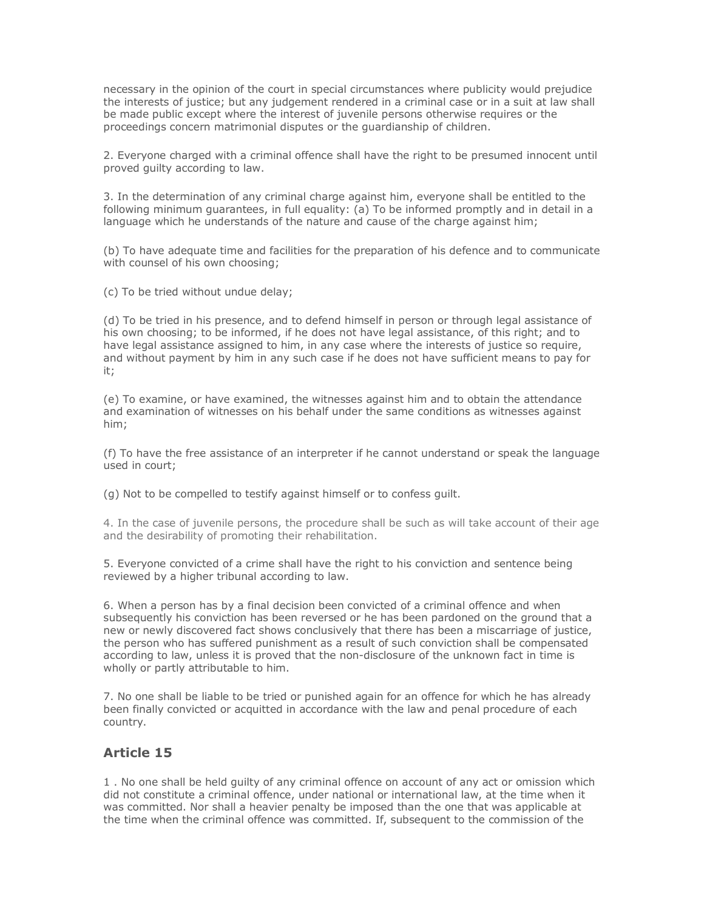necessary in the opinion of the court in special circumstances where publicity would prejudice the interests of justice; but any judgement rendered in a criminal case or in a suit at law shall be made public except where the interest of juvenile persons otherwise requires or the proceedings concern matrimonial disputes or the guardianship of children.

2. Everyone charged with a criminal offence shall have the right to be presumed innocent until proved guilty according to law.

3. In the determination of any criminal charge against him, everyone shall be entitled to the following minimum guarantees, in full equality: (a) To be informed promptly and in detail in a language which he understands of the nature and cause of the charge against him;

(b) To have adequate time and facilities for the preparation of his defence and to communicate with counsel of his own choosing;

(c) To be tried without undue delay;

(d) To be tried in his presence, and to defend himself in person or through legal assistance of his own choosing; to be informed, if he does not have legal assistance, of this right; and to have legal assistance assigned to him, in any case where the interests of justice so require, and without payment by him in any such case if he does not have sufficient means to pay for it;

(e) To examine, or have examined, the witnesses against him and to obtain the attendance and examination of witnesses on his behalf under the same conditions as witnesses against him;

(f) To have the free assistance of an interpreter if he cannot understand or speak the language used in court;

(g) Not to be compelled to testify against himself or to confess guilt.

4. In the case of juvenile persons, the procedure shall be such as will take account of their age and the desirability of promoting their rehabilitation.

5. Everyone convicted of a crime shall have the right to his conviction and sentence being reviewed by a higher tribunal according to law.

6. When a person has by a final decision been convicted of a criminal offence and when subsequently his conviction has been reversed or he has been pardoned on the ground that a new or newly discovered fact shows conclusively that there has been a miscarriage of justice, the person who has suffered punishment as a result of such conviction shall be compensated according to law, unless it is proved that the non-disclosure of the unknown fact in time is wholly or partly attributable to him.

7. No one shall be liable to be tried or punished again for an offence for which he has already been finally convicted or acquitted in accordance with the law and penal procedure of each country.

## Article 15

1 . No one shall be held guilty of any criminal offence on account of any act or omission which did not constitute a criminal offence, under national or international law, at the time when it was committed. Nor shall a heavier penalty be imposed than the one that was applicable at the time when the criminal offence was committed. If, subsequent to the commission of the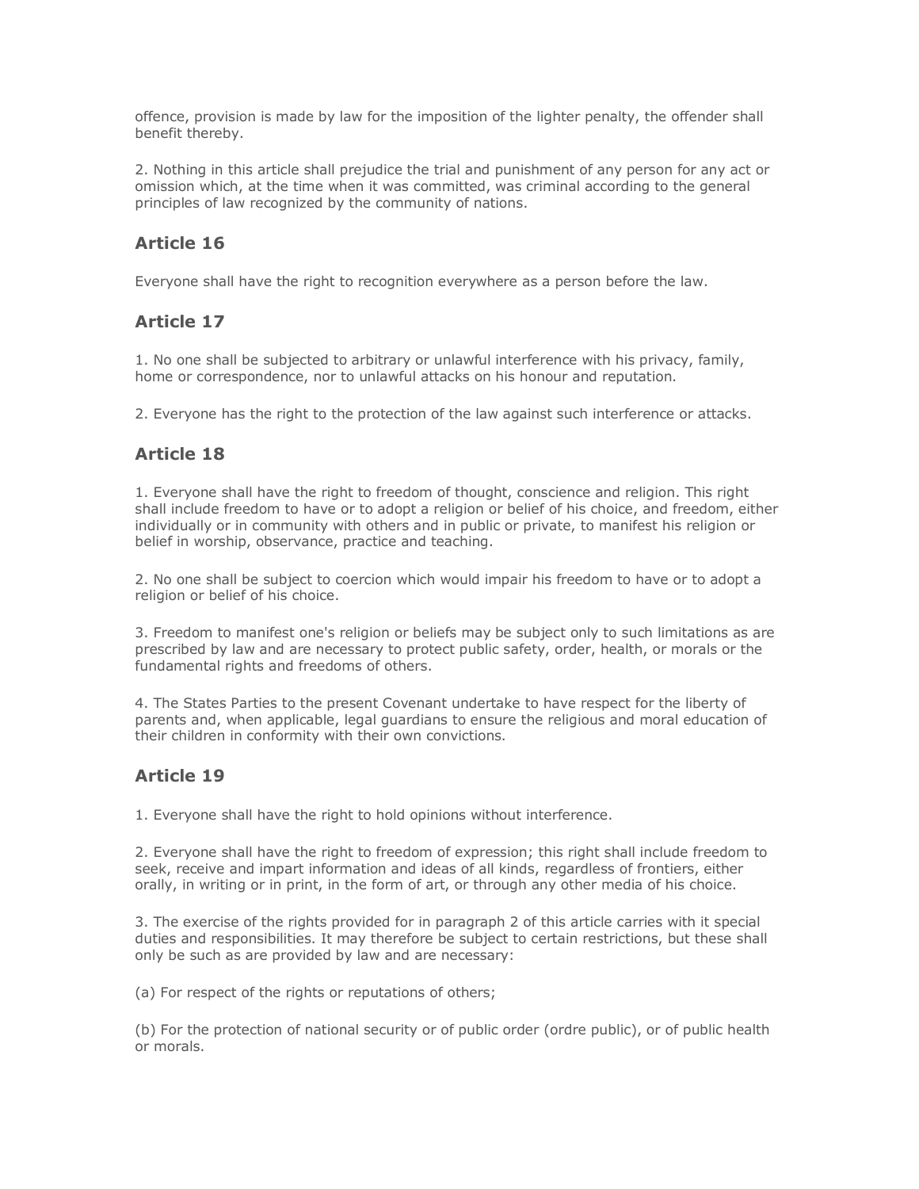offence, provision is made by law for the imposition of the lighter penalty, the offender shall benefit thereby.

2. Nothing in this article shall prejudice the trial and punishment of any person for any act or omission which, at the time when it was committed, was criminal according to the general principles of law recognized by the community of nations.

### Article 16

Everyone shall have the right to recognition everywhere as a person before the law.

### Article 17

1. No one shall be subjected to arbitrary or unlawful interference with his privacy, family, home or correspondence, nor to unlawful attacks on his honour and reputation.

2. Everyone has the right to the protection of the law against such interference or attacks.

### Article 18

1. Everyone shall have the right to freedom of thought, conscience and religion. This right shall include freedom to have or to adopt a religion or belief of his choice, and freedom, either individually or in community with others and in public or private, to manifest his religion or belief in worship, observance, practice and teaching.

2. No one shall be subject to coercion which would impair his freedom to have or to adopt a religion or belief of his choice.

3. Freedom to manifest one's religion or beliefs may be subject only to such limitations as are prescribed by law and are necessary to protect public safety, order, health, or morals or the fundamental rights and freedoms of others.

4. The States Parties to the present Covenant undertake to have respect for the liberty of parents and, when applicable, legal guardians to ensure the religious and moral education of their children in conformity with their own convictions.

### Article 19

1. Everyone shall have the right to hold opinions without interference.

2. Everyone shall have the right to freedom of expression; this right shall include freedom to seek, receive and impart information and ideas of all kinds, regardless of frontiers, either orally, in writing or in print, in the form of art, or through any other media of his choice.

3. The exercise of the rights provided for in paragraph 2 of this article carries with it special duties and responsibilities. It may therefore be subject to certain restrictions, but these shall only be such as are provided by law and are necessary:

(a) For respect of the rights or reputations of others;

(b) For the protection of national security or of public order (ordre public), or of public health or morals.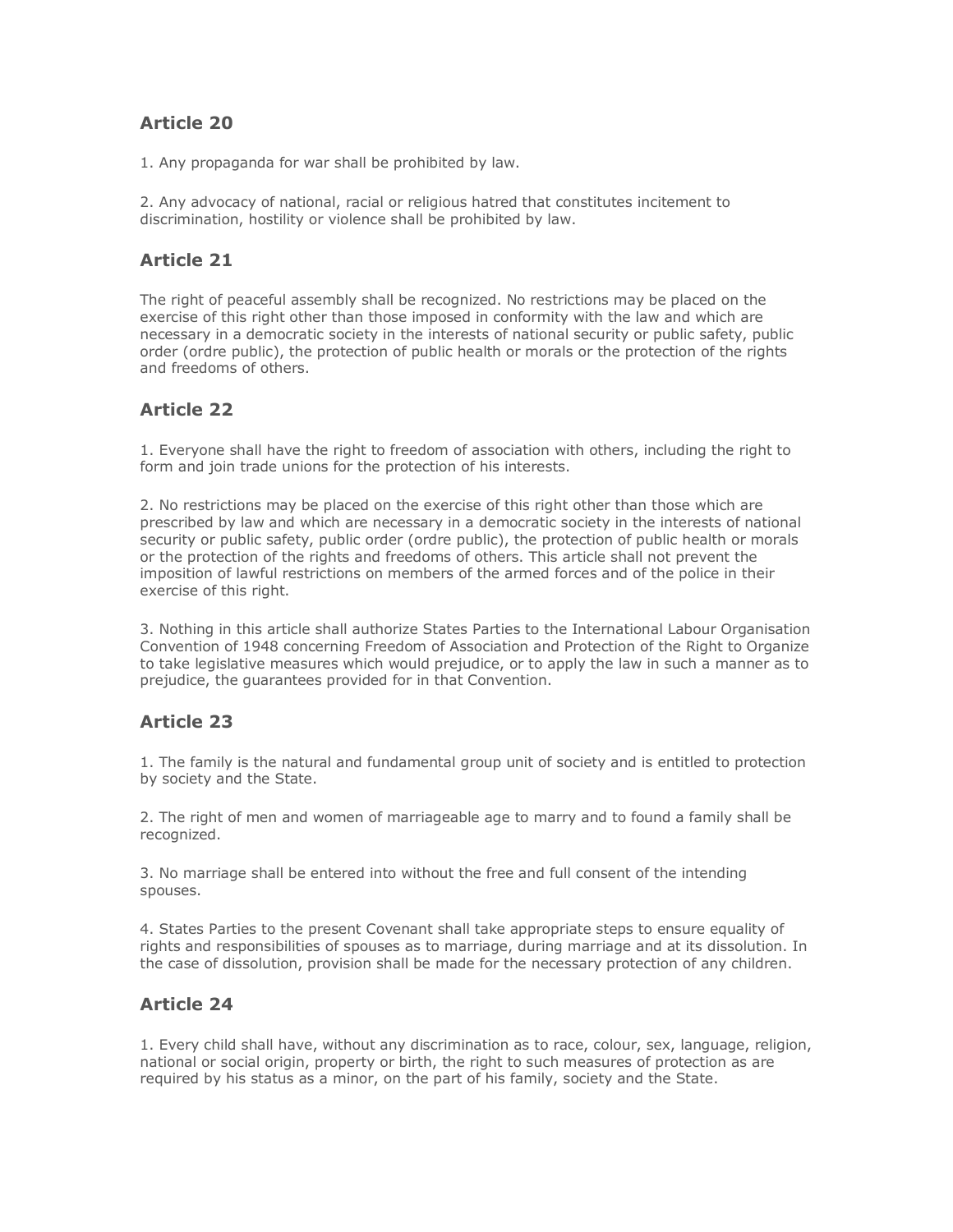## Article 20

1. Any propaganda for war shall be prohibited by law.

2. Any advocacy of national, racial or religious hatred that constitutes incitement to discrimination, hostility or violence shall be prohibited by law.

## Article 21

The right of peaceful assembly shall be recognized. No restrictions may be placed on the exercise of this right other than those imposed in conformity with the law and which are necessary in a democratic society in the interests of national security or public safety, public order (ordre public), the protection of public health or morals or the protection of the rights and freedoms of others.

## Article 22

1. Everyone shall have the right to freedom of association with others, including the right to form and join trade unions for the protection of his interests.

2. No restrictions may be placed on the exercise of this right other than those which are prescribed by law and which are necessary in a democratic society in the interests of national security or public safety, public order (ordre public), the protection of public health or morals or the protection of the rights and freedoms of others. This article shall not prevent the imposition of lawful restrictions on members of the armed forces and of the police in their exercise of this right.

3. Nothing in this article shall authorize States Parties to the International Labour Organisation Convention of 1948 concerning Freedom of Association and Protection of the Right to Organize to take legislative measures which would prejudice, or to apply the law in such a manner as to prejudice, the guarantees provided for in that Convention.

## Article 23

1. The family is the natural and fundamental group unit of society and is entitled to protection by society and the State.

2. The right of men and women of marriageable age to marry and to found a family shall be recognized.

3. No marriage shall be entered into without the free and full consent of the intending spouses.

4. States Parties to the present Covenant shall take appropriate steps to ensure equality of rights and responsibilities of spouses as to marriage, during marriage and at its dissolution. In the case of dissolution, provision shall be made for the necessary protection of any children.

## Article 24

1. Every child shall have, without any discrimination as to race, colour, sex, language, religion, national or social origin, property or birth, the right to such measures of protection as are required by his status as a minor, on the part of his family, society and the State.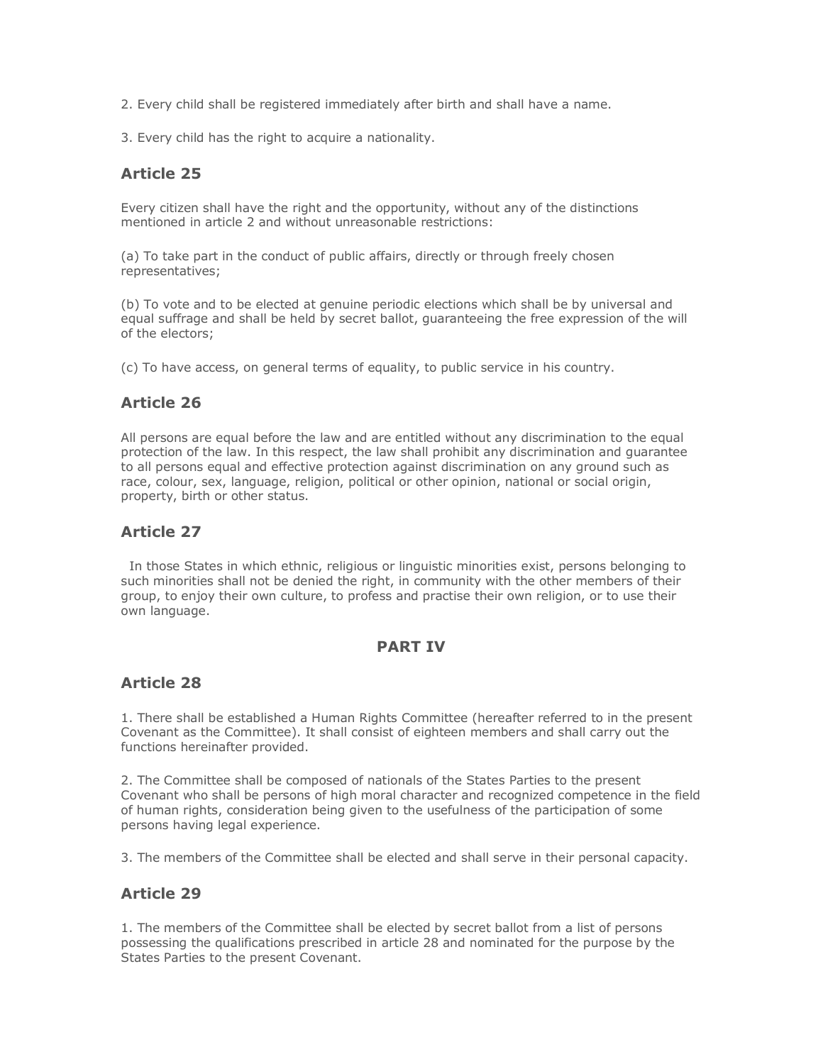2. Every child shall be registered immediately after birth and shall have a name.

3. Every child has the right to acquire a nationality.

### Article 25

Every citizen shall have the right and the opportunity, without any of the distinctions mentioned in article 2 and without unreasonable restrictions:

(a) To take part in the conduct of public affairs, directly or through freely chosen representatives;

(b) To vote and to be elected at genuine periodic elections which shall be by universal and equal suffrage and shall be held by secret ballot, guaranteeing the free expression of the will of the electors;

(c) To have access, on general terms of equality, to public service in his country.

### Article 26

All persons are equal before the law and are entitled without any discrimination to the equal protection of the law. In this respect, the law shall prohibit any discrimination and guarantee to all persons equal and effective protection against discrimination on any ground such as race, colour, sex, language, religion, political or other opinion, national or social origin, property, birth or other status.

### Article 27

In those States in which ethnic, religious or linguistic minorities exist, persons belonging to such minorities shall not be denied the right, in community with the other members of their group, to enjoy their own culture, to profess and practise their own religion, or to use their own language.

## PART IV

### Article 28

1. There shall be established a Human Rights Committee (hereafter referred to in the present Covenant as the Committee). It shall consist of eighteen members and shall carry out the functions hereinafter provided.

2. The Committee shall be composed of nationals of the States Parties to the present Covenant who shall be persons of high moral character and recognized competence in the field of human rights, consideration being given to the usefulness of the participation of some persons having legal experience.

3. The members of the Committee shall be elected and shall serve in their personal capacity.

### Article 29

1. The members of the Committee shall be elected by secret ballot from a list of persons possessing the qualifications prescribed in article 28 and nominated for the purpose by the States Parties to the present Covenant.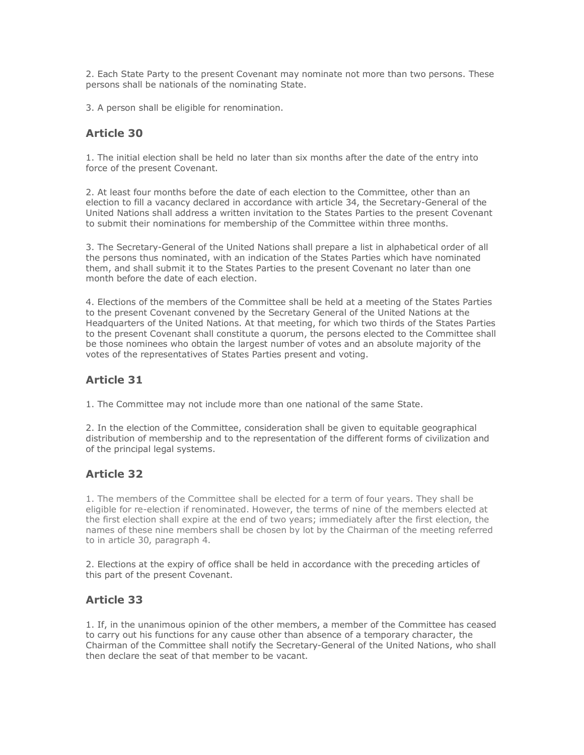2. Each State Party to the present Covenant may nominate not more than two persons. These persons shall be nationals of the nominating State.

3. A person shall be eligible for renomination.

### Article 30

1. The initial election shall be held no later than six months after the date of the entry into force of the present Covenant.

2. At least four months before the date of each election to the Committee, other than an election to fill a vacancy declared in accordance with article 34, the Secretary-General of the United Nations shall address a written invitation to the States Parties to the present Covenant to submit their nominations for membership of the Committee within three months.

3. The Secretary-General of the United Nations shall prepare a list in alphabetical order of all the persons thus nominated, with an indication of the States Parties which have nominated them, and shall submit it to the States Parties to the present Covenant no later than one month before the date of each election.

4. Elections of the members of the Committee shall be held at a meeting of the States Parties to the present Covenant convened by the Secretary General of the United Nations at the Headquarters of the United Nations. At that meeting, for which two thirds of the States Parties to the present Covenant shall constitute a quorum, the persons elected to the Committee shall be those nominees who obtain the largest number of votes and an absolute majority of the votes of the representatives of States Parties present and voting.

### Article 31

1. The Committee may not include more than one national of the same State.

2. In the election of the Committee, consideration shall be given to equitable geographical distribution of membership and to the representation of the different forms of civilization and of the principal legal systems.

### Article 32

1. The members of the Committee shall be elected for a term of four years. They shall be eligible for re-election if renominated. However, the terms of nine of the members elected at the first election shall expire at the end of two years; immediately after the first election, the names of these nine members shall be chosen by lot by the Chairman of the meeting referred to in article 30, paragraph 4.

2. Elections at the expiry of office shall be held in accordance with the preceding articles of this part of the present Covenant.

### Article 33

1. If, in the unanimous opinion of the other members, a member of the Committee has ceased to carry out his functions for any cause other than absence of a temporary character, the Chairman of the Committee shall notify the Secretary-General of the United Nations, who shall then declare the seat of that member to be vacant.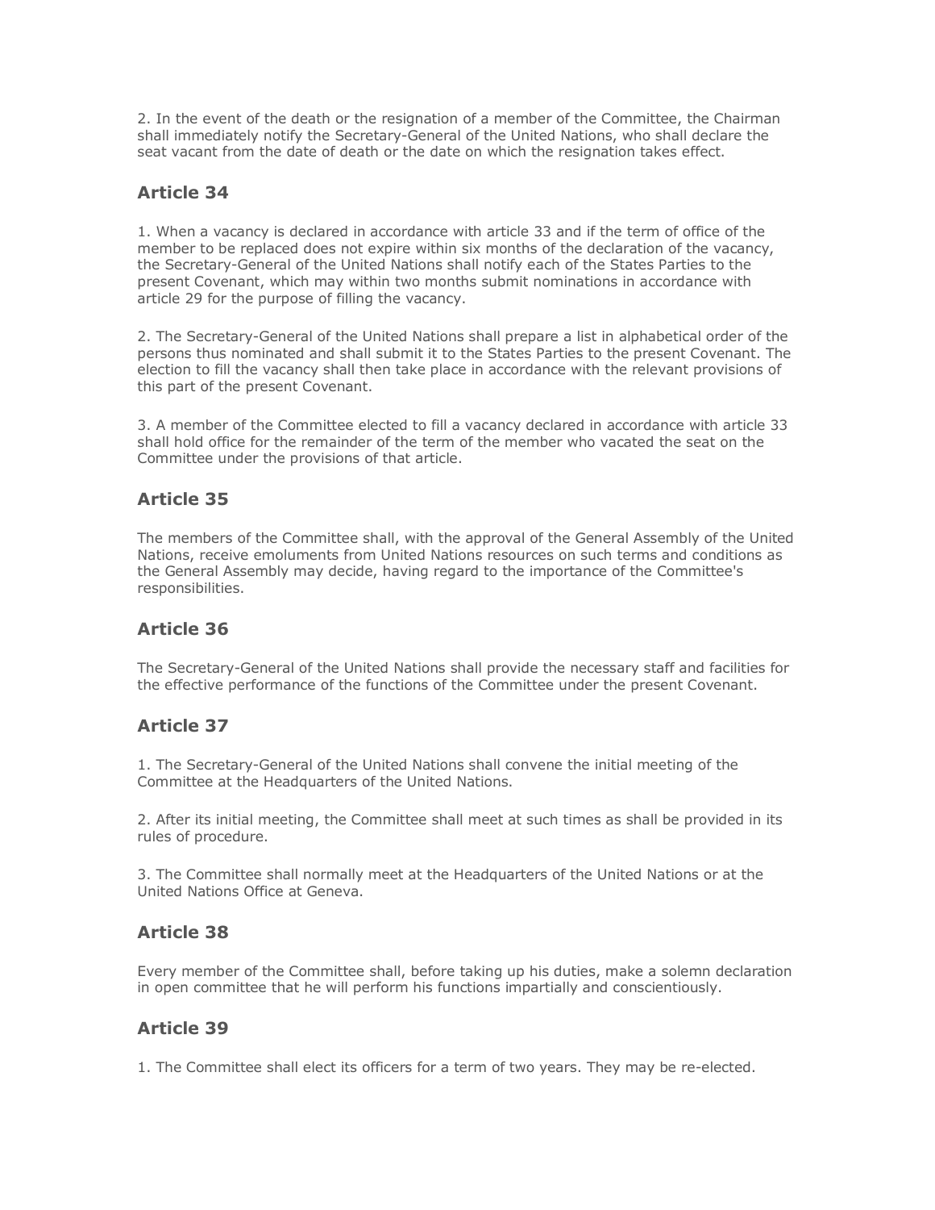2. In the event of the death or the resignation of a member of the Committee, the Chairman shall immediately notify the Secretary-General of the United Nations, who shall declare the seat vacant from the date of death or the date on which the resignation takes effect.

### Article 34

1. When a vacancy is declared in accordance with article 33 and if the term of office of the member to be replaced does not expire within six months of the declaration of the vacancy, the Secretary-General of the United Nations shall notify each of the States Parties to the present Covenant, which may within two months submit nominations in accordance with article 29 for the purpose of filling the vacancy.

2. The Secretary-General of the United Nations shall prepare a list in alphabetical order of the persons thus nominated and shall submit it to the States Parties to the present Covenant. The election to fill the vacancy shall then take place in accordance with the relevant provisions of this part of the present Covenant.

3. A member of the Committee elected to fill a vacancy declared in accordance with article 33 shall hold office for the remainder of the term of the member who vacated the seat on the Committee under the provisions of that article.

### Article 35

The members of the Committee shall, with the approval of the General Assembly of the United Nations, receive emoluments from United Nations resources on such terms and conditions as the General Assembly may decide, having regard to the importance of the Committee's responsibilities.

### Article 36

The Secretary-General of the United Nations shall provide the necessary staff and facilities for the effective performance of the functions of the Committee under the present Covenant.

### Article 37

1. The Secretary-General of the United Nations shall convene the initial meeting of the Committee at the Headquarters of the United Nations.

2. After its initial meeting, the Committee shall meet at such times as shall be provided in its rules of procedure.

3. The Committee shall normally meet at the Headquarters of the United Nations or at the United Nations Office at Geneva.

### Article 38

Every member of the Committee shall, before taking up his duties, make a solemn declaration in open committee that he will perform his functions impartially and conscientiously.

### Article 39

1. The Committee shall elect its officers for a term of two years. They may be re-elected.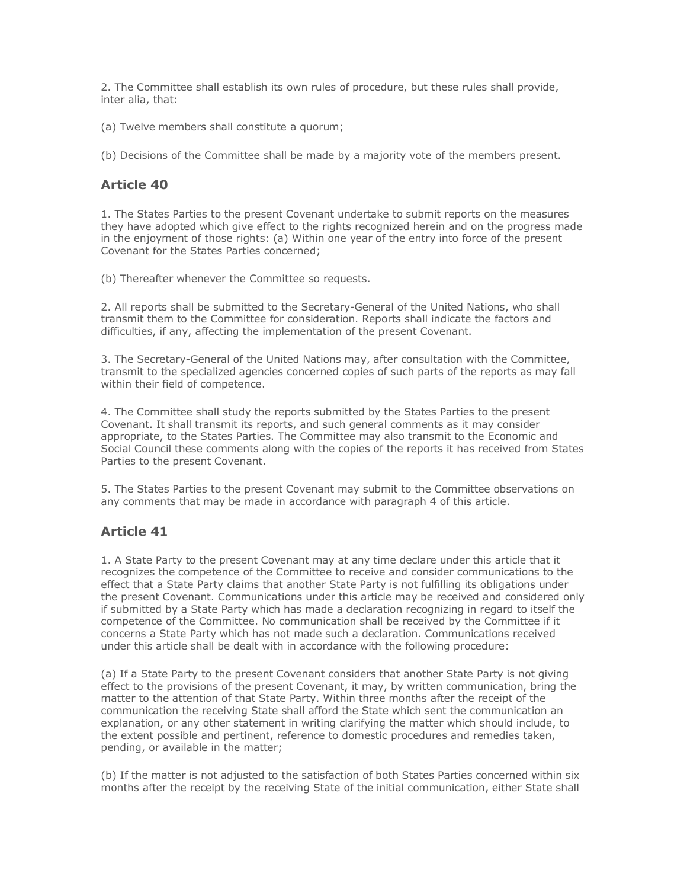2. The Committee shall establish its own rules of procedure, but these rules shall provide, inter alia, that:

(a) Twelve members shall constitute a quorum;

(b) Decisions of the Committee shall be made by a majority vote of the members present.

### Article 40

1. The States Parties to the present Covenant undertake to submit reports on the measures they have adopted which give effect to the rights recognized herein and on the progress made in the enjoyment of those rights: (a) Within one year of the entry into force of the present Covenant for the States Parties concerned;

(b) Thereafter whenever the Committee so requests.

2. All reports shall be submitted to the Secretary-General of the United Nations, who shall transmit them to the Committee for consideration. Reports shall indicate the factors and difficulties, if any, affecting the implementation of the present Covenant.

3. The Secretary-General of the United Nations may, after consultation with the Committee, transmit to the specialized agencies concerned copies of such parts of the reports as may fall within their field of competence.

4. The Committee shall study the reports submitted by the States Parties to the present Covenant. It shall transmit its reports, and such general comments as it may consider appropriate, to the States Parties. The Committee may also transmit to the Economic and Social Council these comments along with the copies of the reports it has received from States Parties to the present Covenant.

5. The States Parties to the present Covenant may submit to the Committee observations on any comments that may be made in accordance with paragraph 4 of this article.

### Article 41

1. A State Party to the present Covenant may at any time declare under this article that it recognizes the competence of the Committee to receive and consider communications to the effect that a State Party claims that another State Party is not fulfilling its obligations under the present Covenant. Communications under this article may be received and considered only if submitted by a State Party which has made a declaration recognizing in regard to itself the competence of the Committee. No communication shall be received by the Committee if it concerns a State Party which has not made such a declaration. Communications received under this article shall be dealt with in accordance with the following procedure:

(a) If a State Party to the present Covenant considers that another State Party is not giving effect to the provisions of the present Covenant, it may, by written communication, bring the matter to the attention of that State Party. Within three months after the receipt of the communication the receiving State shall afford the State which sent the communication an explanation, or any other statement in writing clarifying the matter which should include, to the extent possible and pertinent, reference to domestic procedures and remedies taken, pending, or available in the matter;

(b) If the matter is not adjusted to the satisfaction of both States Parties concerned within six months after the receipt by the receiving State of the initial communication, either State shall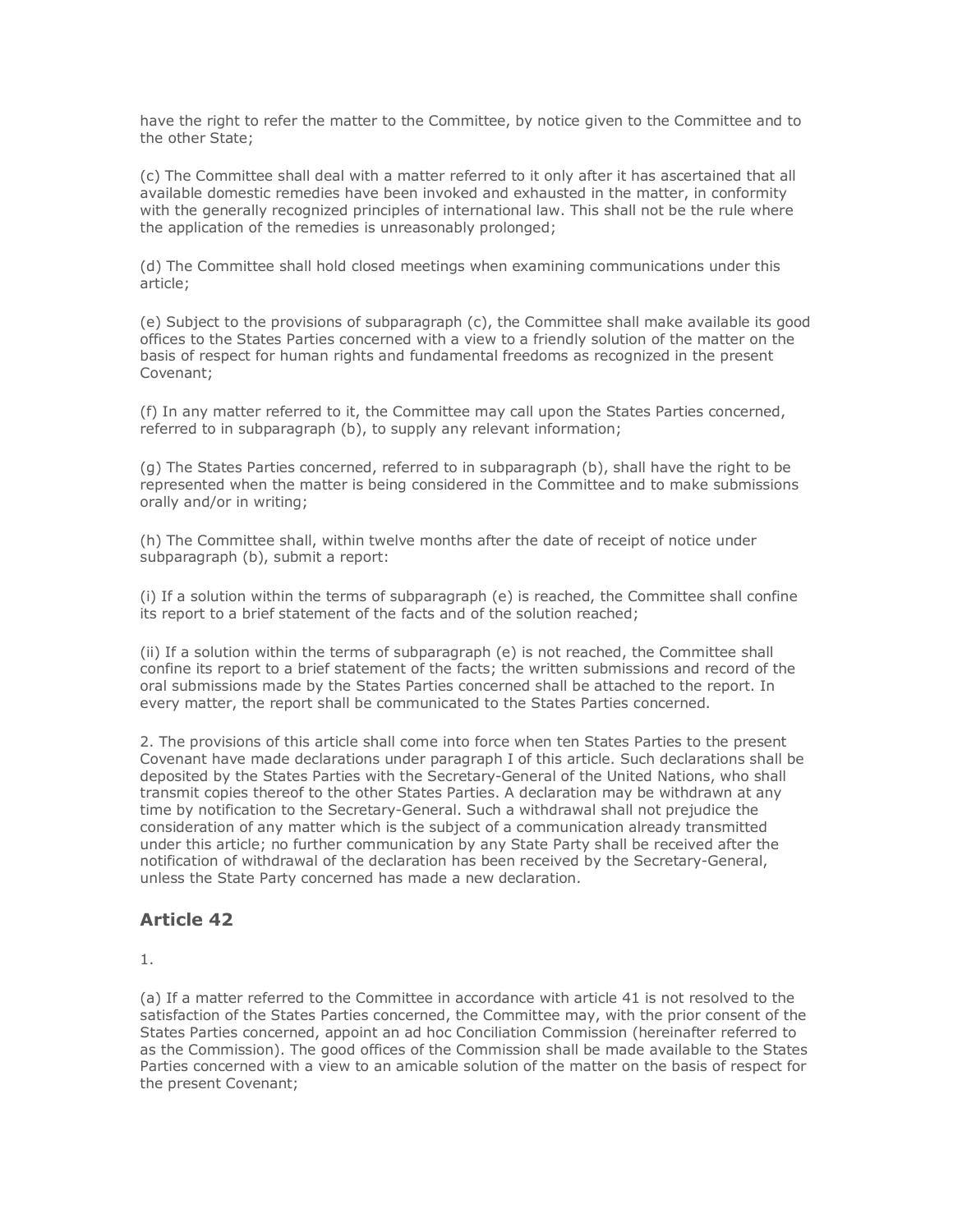have the right to refer the matter to the Committee, by notice given to the Committee and to the other State;

(c) The Committee shall deal with a matter referred to it only after it has ascertained that all available domestic remedies have been invoked and exhausted in the matter, in conformity with the generally recognized principles of international law. This shall not be the rule where the application of the remedies is unreasonably prolonged;

(d) The Committee shall hold closed meetings when examining communications under this article;

(e) Subject to the provisions of subparagraph (c), the Committee shall make available its good offices to the States Parties concerned with a view to a friendly solution of the matter on the basis of respect for human rights and fundamental freedoms as recognized in the present Covenant;

(f) In any matter referred to it, the Committee may call upon the States Parties concerned, referred to in subparagraph (b), to supply any relevant information;

(g) The States Parties concerned, referred to in subparagraph (b), shall have the right to be represented when the matter is being considered in the Committee and to make submissions orally and/or in writing;

(h) The Committee shall, within twelve months after the date of receipt of notice under subparagraph (b), submit a report:

(i) If a solution within the terms of subparagraph (e) is reached, the Committee shall confine its report to a brief statement of the facts and of the solution reached;

(ii) If a solution within the terms of subparagraph (e) is not reached, the Committee shall confine its report to a brief statement of the facts; the written submissions and record of the oral submissions made by the States Parties concerned shall be attached to the report. In every matter, the report shall be communicated to the States Parties concerned.

2. The provisions of this article shall come into force when ten States Parties to the present Covenant have made declarations under paragraph I of this article. Such declarations shall be deposited by the States Parties with the Secretary-General of the United Nations, who shall transmit copies thereof to the other States Parties. A declaration may be withdrawn at any time by notification to the Secretary-General. Such a withdrawal shall not prejudice the consideration of any matter which is the subject of a communication already transmitted under this article; no further communication by any State Party shall be received after the notification of withdrawal of the declaration has been received by the Secretary-General, unless the State Party concerned has made a new declaration.

## Article 42

1.

(a) If a matter referred to the Committee in accordance with article 41 is not resolved to the satisfaction of the States Parties concerned, the Committee may, with the prior consent of the States Parties concerned, appoint an ad hoc Conciliation Commission (hereinafter referred to as the Commission). The good offices of the Commission shall be made available to the States Parties concerned with a view to an amicable solution of the matter on the basis of respect for the present Covenant;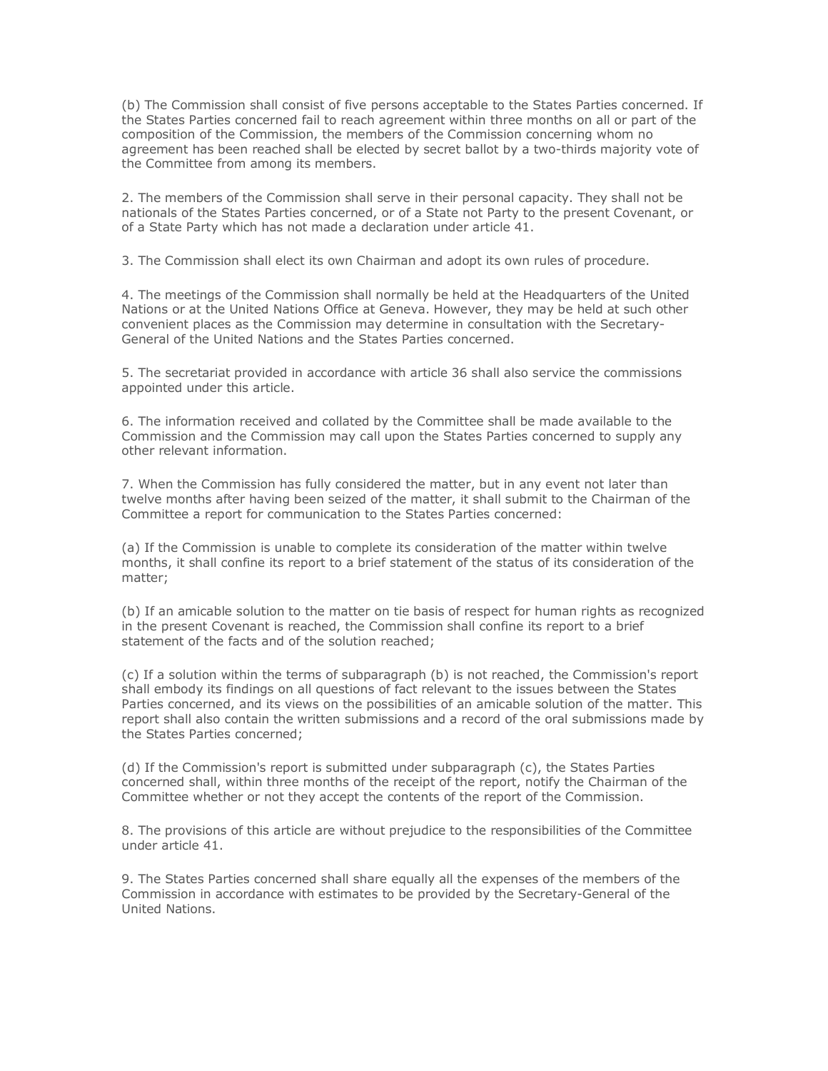(b) The Commission shall consist of five persons acceptable to the States Parties concerned. If the States Parties concerned fail to reach agreement within three months on all or part of the composition of the Commission, the members of the Commission concerning whom no agreement has been reached shall be elected by secret ballot by a two-thirds majority vote of the Committee from among its members.

2. The members of the Commission shall serve in their personal capacity. They shall not be nationals of the States Parties concerned, or of a State not Party to the present Covenant, or of a State Party which has not made a declaration under article 41.

3. The Commission shall elect its own Chairman and adopt its own rules of procedure.

4. The meetings of the Commission shall normally be held at the Headquarters of the United Nations or at the United Nations Office at Geneva. However, they may be held at such other convenient places as the Commission may determine in consultation with the Secretary-General of the United Nations and the States Parties concerned.

5. The secretariat provided in accordance with article 36 shall also service the commissions appointed under this article.

6. The information received and collated by the Committee shall be made available to the Commission and the Commission may call upon the States Parties concerned to supply any other relevant information.

7. When the Commission has fully considered the matter, but in any event not later than twelve months after having been seized of the matter, it shall submit to the Chairman of the Committee a report for communication to the States Parties concerned:

(a) If the Commission is unable to complete its consideration of the matter within twelve months, it shall confine its report to a brief statement of the status of its consideration of the matter;

(b) If an amicable solution to the matter on tie basis of respect for human rights as recognized in the present Covenant is reached, the Commission shall confine its report to a brief statement of the facts and of the solution reached;

(c) If a solution within the terms of subparagraph (b) is not reached, the Commission's report shall embody its findings on all questions of fact relevant to the issues between the States Parties concerned, and its views on the possibilities of an amicable solution of the matter. This report shall also contain the written submissions and a record of the oral submissions made by the States Parties concerned;

(d) If the Commission's report is submitted under subparagraph (c), the States Parties concerned shall, within three months of the receipt of the report, notify the Chairman of the Committee whether or not they accept the contents of the report of the Commission.

8. The provisions of this article are without prejudice to the responsibilities of the Committee under article 41.

9. The States Parties concerned shall share equally all the expenses of the members of the Commission in accordance with estimates to be provided by the Secretary-General of the United Nations.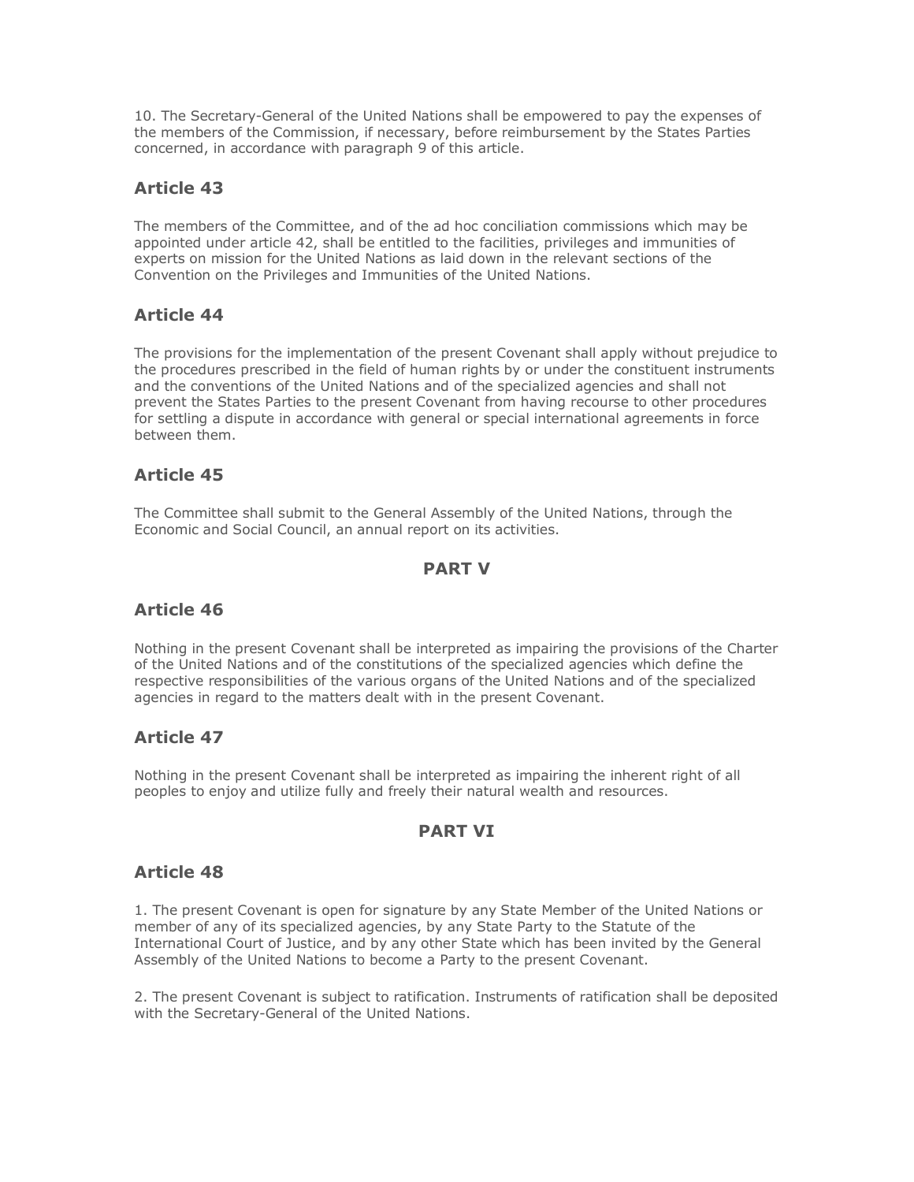10. The Secretary-General of the United Nations shall be empowered to pay the expenses of the members of the Commission, if necessary, before reimbursement by the States Parties concerned, in accordance with paragraph 9 of this article.

## Article 43

The members of the Committee, and of the ad hoc conciliation commissions which may be appointed under article 42, shall be entitled to the facilities, privileges and immunities of experts on mission for the United Nations as laid down in the relevant sections of the Convention on the Privileges and Immunities of the United Nations.

## Article 44

The provisions for the implementation of the present Covenant shall apply without prejudice to the procedures prescribed in the field of human rights by or under the constituent instruments and the conventions of the United Nations and of the specialized agencies and shall not prevent the States Parties to the present Covenant from having recourse to other procedures for settling a dispute in accordance with general or special international agreements in force between them.

## Article 45

The Committee shall submit to the General Assembly of the United Nations, through the Economic and Social Council, an annual report on its activities.

## PART V

## Article 46

Nothing in the present Covenant shall be interpreted as impairing the provisions of the Charter of the United Nations and of the constitutions of the specialized agencies which define the respective responsibilities of the various organs of the United Nations and of the specialized agencies in regard to the matters dealt with in the present Covenant.

## Article 47

Nothing in the present Covenant shall be interpreted as impairing the inherent right of all peoples to enjoy and utilize fully and freely their natural wealth and resources.

## PART VI

## Article 48

1. The present Covenant is open for signature by any State Member of the United Nations or member of any of its specialized agencies, by any State Party to the Statute of the International Court of Justice, and by any other State which has been invited by the General Assembly of the United Nations to become a Party to the present Covenant.

2. The present Covenant is subject to ratification. Instruments of ratification shall be deposited with the Secretary-General of the United Nations.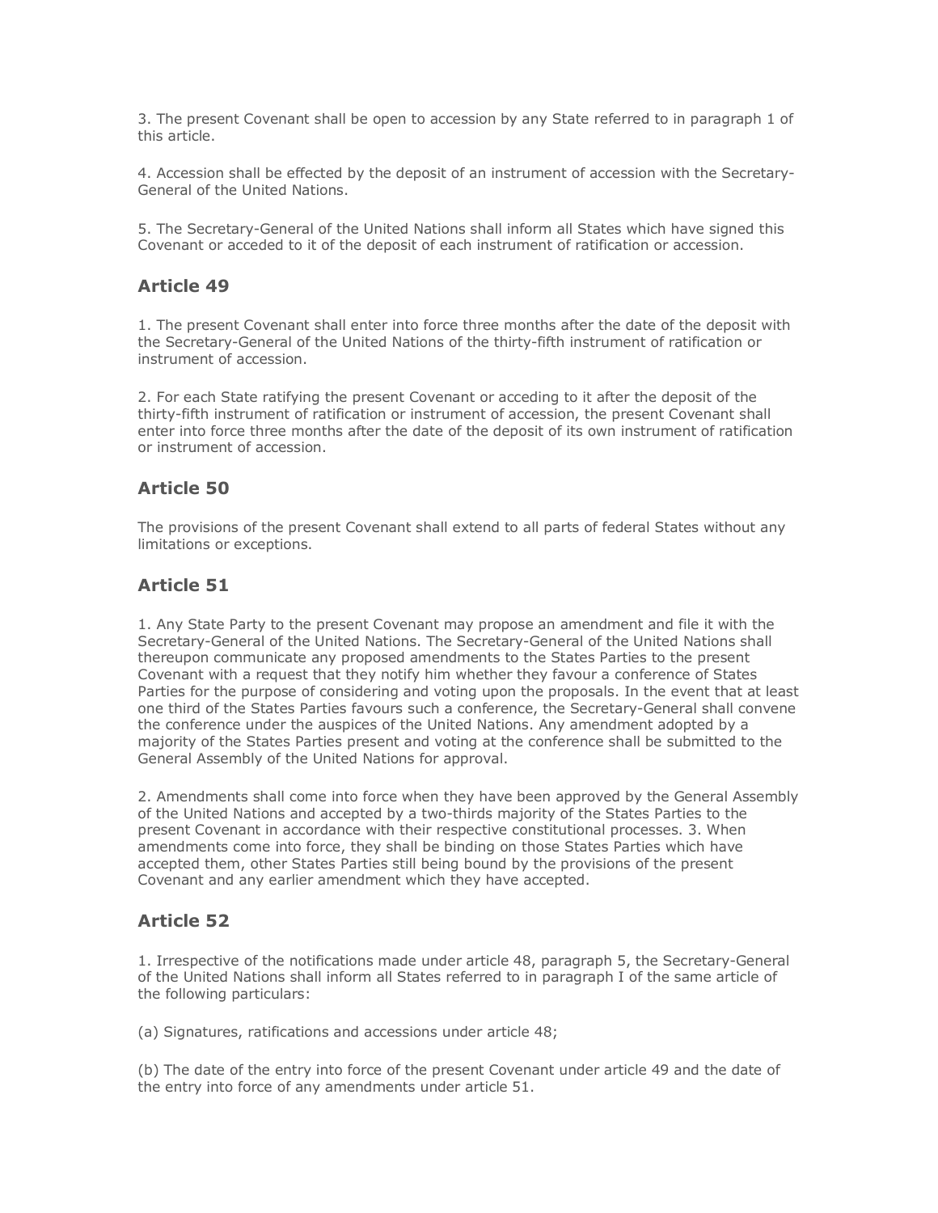3. The present Covenant shall be open to accession by any State referred to in paragraph 1 of this article.

4. Accession shall be effected by the deposit of an instrument of accession with the Secretary-General of the United Nations.

5. The Secretary-General of the United Nations shall inform all States which have signed this Covenant or acceded to it of the deposit of each instrument of ratification or accession.

## Article 49

1. The present Covenant shall enter into force three months after the date of the deposit with the Secretary-General of the United Nations of the thirty-fifth instrument of ratification or instrument of accession.

2. For each State ratifying the present Covenant or acceding to it after the deposit of the thirty-fifth instrument of ratification or instrument of accession, the present Covenant shall enter into force three months after the date of the deposit of its own instrument of ratification or instrument of accession.

## Article 50

The provisions of the present Covenant shall extend to all parts of federal States without any limitations or exceptions.

## Article 51

1. Any State Party to the present Covenant may propose an amendment and file it with the Secretary-General of the United Nations. The Secretary-General of the United Nations shall thereupon communicate any proposed amendments to the States Parties to the present Covenant with a request that they notify him whether they favour a conference of States Parties for the purpose of considering and voting upon the proposals. In the event that at least one third of the States Parties favours such a conference, the Secretary-General shall convene the conference under the auspices of the United Nations. Any amendment adopted by a majority of the States Parties present and voting at the conference shall be submitted to the General Assembly of the United Nations for approval.

2. Amendments shall come into force when they have been approved by the General Assembly of the United Nations and accepted by a two-thirds majority of the States Parties to the present Covenant in accordance with their respective constitutional processes. 3. When amendments come into force, they shall be binding on those States Parties which have accepted them, other States Parties still being bound by the provisions of the present Covenant and any earlier amendment which they have accepted.

## Article 52

1. Irrespective of the notifications made under article 48, paragraph 5, the Secretary-General of the United Nations shall inform all States referred to in paragraph I of the same article of the following particulars:

(a) Signatures, ratifications and accessions under article 48;

(b) The date of the entry into force of the present Covenant under article 49 and the date of the entry into force of any amendments under article 51.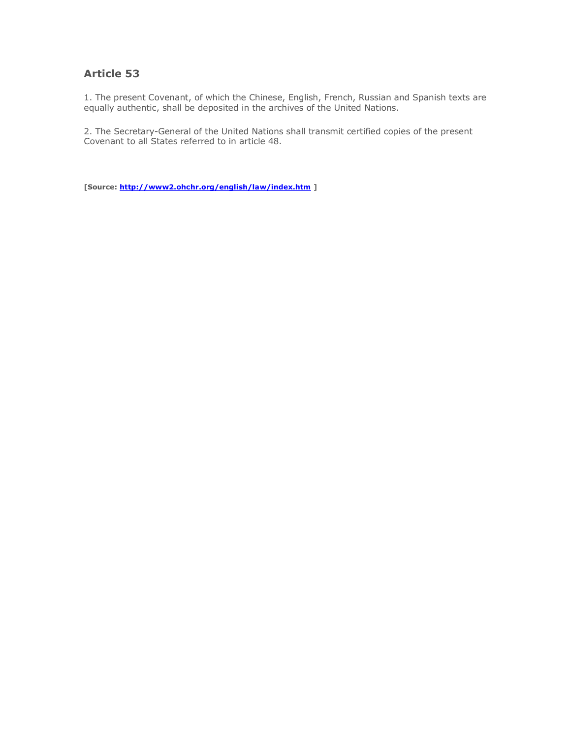## Article 53

1. The present Covenant, of which the Chinese, English, French, Russian and Spanish texts are equally authentic, shall be deposited in the archives of the United Nations.

2. The Secretary-General of the United Nations shall transmit certified copies of the present Covenant to all States referred to in article 48.

**[Source: [http://www2.ohchr.org/english/law/index.htm](http://www2.ohchr.org/english/law/index.htm) ]**